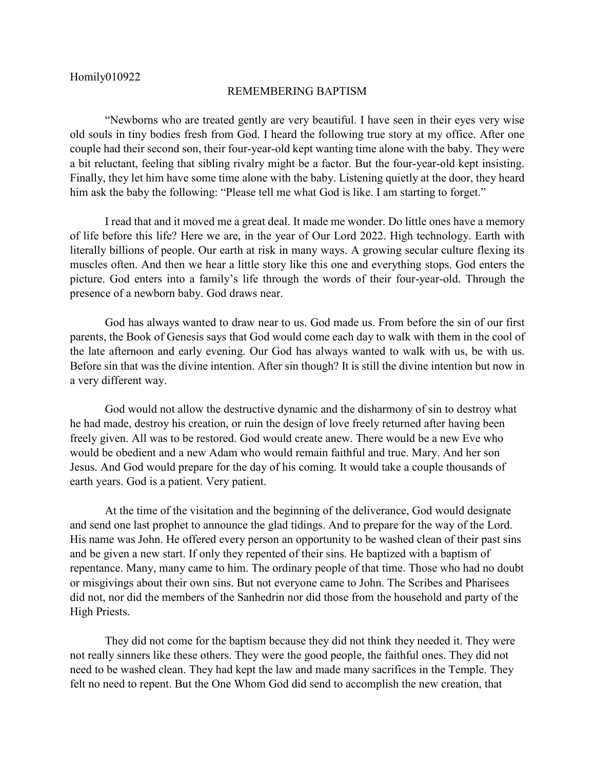Homily010922

# REMEMBERING BAPTISM

"Newborns who are treated gently are very beautiful. I have seen in their eyes very wise old souls in tiny bodies fresh from God. I heard the following true story at my office. After one couple had their second son, their four-year-old kept wanting time alone with the baby. They were a bit reluctant, feeling that sibling rivalry might be a factor. But the four-year-old kept insisting. Finally, they let him have some time alone with the baby. Listening quietly at the door, they heard him ask the baby the following: "Please tell me what God is like. I am starting to forget."

I read that and it moved me a great deal. It made me wonder. Do little ones have a memory of life before this life? Here we are, in the year of Our Lord 2022. High technology. Earth with literally billions of people. Our earth at risk in many ways. A growing secular culture flexing its muscles often. And then we hear a little story like this one and everything stops. God enters the picture. God enters into a family's life through the words of their four-year-old. Through the presence of a newborn baby. God draws near.

God has always wanted to draw near to us. God made us. From before the sin of our first parents, the Book of Genesis says that God would come each day to walk with them in the cool of the late afternoon and early evening. Our God has always wanted to walk with us, be with us. Before sin that was the divine intention. After sin though? It is still the divine intention but now in a very different way.

God would not allow the destructive dynamic and the disharmony of sin to destroy what he had made, destroy his creation, or ruin the design of love freely returned after having been freely given. All was to be restored. God would create anew. There would be a new Eve who would be obedient and a new Adam who would remain faithful and true. Mary. And her son Jesus. And God would prepare for the day of his coming. It would take a couple thousands of earth years. God is a patient. Very patient.

At the time of the visitation and the beginning of the deliverance, God would designate and send one last prophet to announce the glad tidings. And to prepare for the way of the Lord. His name was John. He offered every person an opportunity to be washed clean of their past sins and be given a new start. If only they repented of their sins. He baptized with a baptism of repentance. Many, many came to him. The ordinary people of that time. Those who had no doubt or misgivings about their own sins. But not everyone came to John. The Scribes and Pharisees did not, nor did the members of the Sanhedrin nor did those from the household and party of the High Priests.

They did not come for the baptism because they did not think they needed it. They were not really sinners like these others. They were the good people, the faithful ones. They did not need to be washed clean. They had kept the law and made many sacrifices in the Temple. They felt no need to repent. But the One Whom God did send to accomplish the new creation, that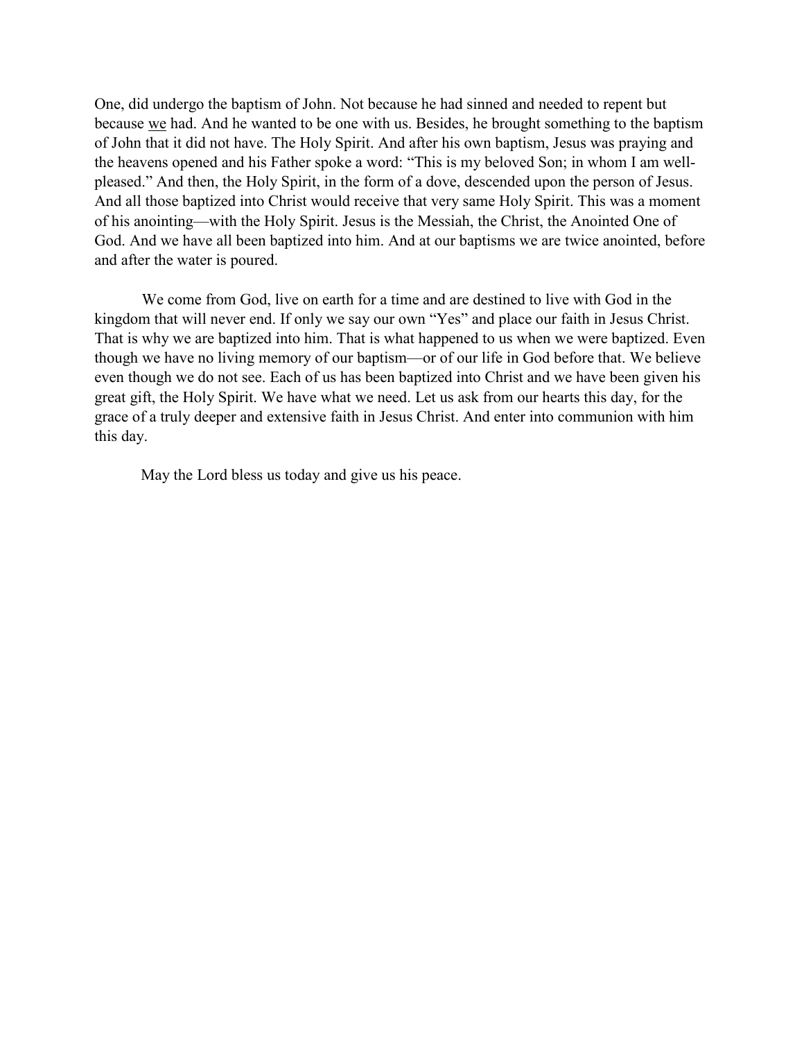One, did undergo the baptism of John. Not because he had sinned and needed to repent but because <u>we</u> had. And he wanted to be one with us. Besides, he brought something to the baptism of John that it did not have. The Holy Spirit. And after his own baptism, Jesus was praying and the heavens opened and his Father spoke a word: "This is my beloved Son; in whom I am well-pleased." And then, the Holy Spirit, in the form of a dove, descended upon the person of Jesus. And all those baptized into Christ would receive that very same Holy Spirit. This was a moment of his anointing—with the Holy Spirit. Jesus is the Messiah, the Christ, the Anointed One of God. And we have all been baptized into him. And at our baptisms we are twice anointed, before and after the water is poured.

We come from God, live on earth for a time and are destined to live with God in the kingdom that will never end. If only we say our own "Yes" and place our faith in Jesus Christ. That is why we are baptized into him. That is what happened to us when we were baptized. Even though we have no living memory of our baptism—or of our life in God before that. We believe even though we do not see. Each of us has been baptized into Christ and we have been given his great gift, the Holy Spirit. We have what we need. Let us ask from our hearts this day, for the grace of a truly deeper and extensive faith in Jesus Christ. And enter into communion with him this day.

May the Lord bless us today and give us his peace.